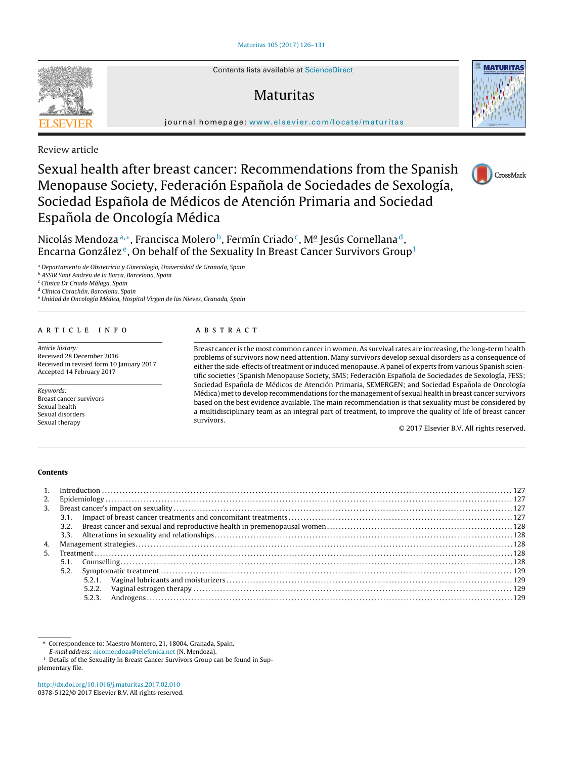Review article

# Sexual health after breast cancer: Recommendations from the Spanish Menopause Society, Federación Española de Sociedades de Sexología, Sociedad Española de Médicos de Atención Primaria and Sociedad Española de Oncología Médica

Nicolás Mendoza[a,*], Francisca Molero[b], Fermín Criado[c], Mª Jesús Cornellana[d], Encarna González[e], On behalf of the Sexuality In Breast Cancer Survivors Group[1]

[a] *Departamento de Obstetricia y Ginecología, Universidad de Granada, Spain*
[b] *ASSIR Sant Andreu de la Barca, Barcelona, Spain*
[c] *Clinica Dr Criado Málaga, Spain*
[d] *Clínica Corachán, Barcelona, Spain*
[e] *Unidad de Oncología Médica, Hospital Virgen de las Nieves, Granada, Spain*

## ARTICLE INFO

*Article history:*
Received 28 December 2016
Received in revised form 10 January 2017
Accepted 14 February 2017

*Keywords:*
Breast cancer survivors
Sexual health
Sexual disorders
Sexual therapy

## ABSTRACT

Breast cancer is the most common cancer in women. As survival rates are increasing, the long-term health problems of survivors now need attention. Many survivors develop sexual disorders as a consequence of either the side-effects of treatment or induced menopause. A panel of experts from various Spanish scientific societies (Spanish Menopause Society, SMS; Federación Española de Sociedades de Sexología, FESS; Sociedad Española de Médicos de Atención Primaria, SEMERGEN; and Sociedad Española de Oncología Médica) met to develop recommendations for the management of sexual health in breast cancer survivors based on the best evidence available. The main recommendation is that sexuality must be considered by a multidisciplinary team as an integral part of treatment, to improve the quality of life of breast cancer survivors.

© 2017 Elsevier B.V. All rights reserved.

**Contents**

1. Introduction ..... 127
2. Epidemiology ..... 127
3. Breast cancer's impact on sexuality ..... 127
   - 3.1. Impact of breast cancer treatments and concomitant treatments ..... 127
   - 3.2. Breast cancer and sexual and reproductive health in premenopausal women ..... 128
   - 3.3. Alterations in sexuality and relationships ..... 128
4. Management strategies ..... 128
5. Treatment ..... 128
   - 5.1. Counselling ..... 128
   - 5.2. Symptomatic treatment ..... 129
     - 5.2.1. Vaginal lubricants and moisturizers ..... 129
     - 5.2.2. Vaginal estrogen therapy ..... 129
     - 5.2.3. Androgens ..... 129

\* Correspondence to: Maestro Montero, 21, 18004, Granada, Spain.
*E-mail address:* nicomendoza@telefonica.net (N. Mendoza).

[1] Details of the Sexuality In Breast Cancer Survivors Group can be found in Supplementary file.

http://dx.doi.org/10.1016/j.maturitas.2017.02.010
0378-5122/© 2017 Elsevier B.V. All rights reserved.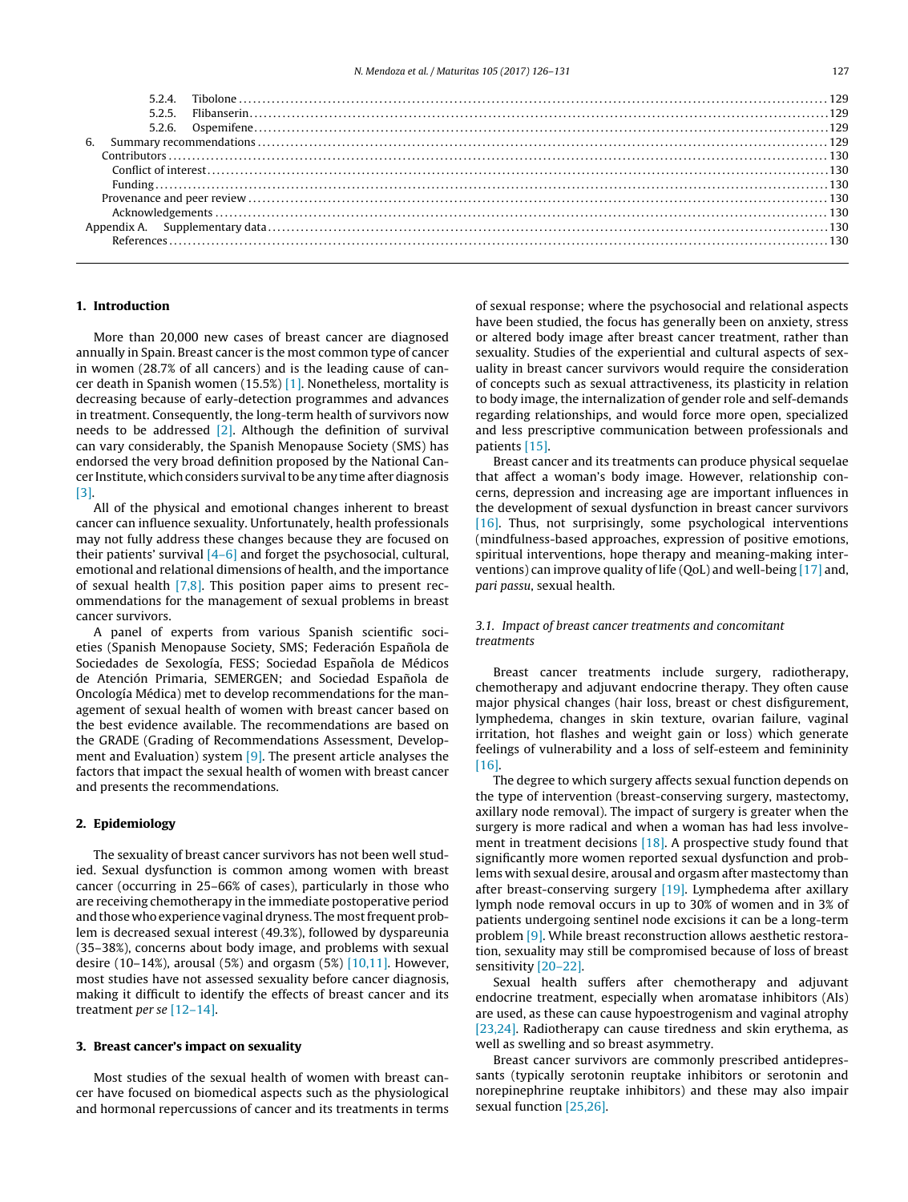5.2.4. Tibolone ........................................................................................................................................ 129
5.2.5. Flibanserin ..................................................................................................................................... 129
5.2.6. Ospemifene ..................................................................................................................................... 129
6. Summary recommendations ............................................................................................................................. 129
Contributors ................................................................................................................................................ 130
Conflict of interest ...................................................................................................................................... 130
Funding ........................................................................................................................................................ 130
Provenance and peer review ........................................................................................................................... 130
Acknowledgements ........................................................................................................................................ 130
Appendix A. Supplementary data ........................................................................................................................ 130
References .................................................................................................................................................... 130

## 1. Introduction

More than 20,000 new cases of breast cancer are diagnosed annually in Spain. Breast cancer is the most common type of cancer in women (28.7% of all cancers) and is the leading cause of cancer death in Spanish women (15.5%) [1]. Nonetheless, mortality is decreasing because of early-detection programmes and advances in treatment. Consequently, the long-term health of survivors now needs to be addressed [2]. Although the definition of survival can vary considerably, the Spanish Menopause Society (SMS) has endorsed the very broad definition proposed by the National Cancer Institute, which considers survival to be any time after diagnosis [3].

All of the physical and emotional changes inherent to breast cancer can influence sexuality. Unfortunately, health professionals may not fully address these changes because they are focused on their patients' survival [4–6] and forget the psychosocial, cultural, emotional and relational dimensions of health, and the importance of sexual health [7,8]. This position paper aims to present recommendations for the management of sexual problems in breast cancer survivors.

A panel of experts from various Spanish scientific societies (Spanish Menopause Society, SMS; Federación Española de Sociedades de Sexología, FESS; Sociedad Española de Médicos de Atención Primaria, SEMERGEN; and Sociedad Española de Oncología Médica) met to develop recommendations for the management of sexual health of women with breast cancer based on the best evidence available. The recommendations are based on the GRADE (Grading of Recommendations Assessment, Development and Evaluation) system [9]. The present article analyses the factors that impact the sexual health of women with breast cancer and presents the recommendations.

## 2. Epidemiology

The sexuality of breast cancer survivors has not been well studied. Sexual dysfunction is common among women with breast cancer (occurring in 25–66% of cases), particularly in those who are receiving chemotherapy in the immediate postoperative period and those who experience vaginal dryness. The most frequent problem is decreased sexual interest (49.3%), followed by dyspareunia (35–38%), concerns about body image, and problems with sexual desire (10–14%), arousal (5%) and orgasm (5%) [10,11]. However, most studies have not assessed sexuality before cancer diagnosis, making it difficult to identify the effects of breast cancer and its treatment *per se* [12–14].

## 3. Breast cancer's impact on sexuality

Most studies of the sexual health of women with breast cancer have focused on biomedical aspects such as the physiological and hormonal repercussions of cancer and its treatments in terms of sexual response; where the psychosocial and relational aspects have been studied, the focus has generally been on anxiety, stress or altered body image after breast cancer treatment, rather than sexuality. Studies of the experiential and cultural aspects of sexuality in breast cancer survivors would require the consideration of concepts such as sexual attractiveness, its plasticity in relation to body image, the internalization of gender role and self-demands regarding relationships, and would force more open, specialized and less prescriptive communication between professionals and patients [15].

Breast cancer and its treatments can produce physical sequelae that affect a woman's body image. However, relationship concerns, depression and increasing age are important influences in the development of sexual dysfunction in breast cancer survivors [16]. Thus, not surprisingly, some psychological interventions (mindfulness-based approaches, expression of positive emotions, spiritual interventions, hope therapy and meaning-making interventions) can improve quality of life (QoL) and well-being [17] and, *pari passu*, sexual health.

### 3.1. Impact of breast cancer treatments and concomitant treatments

Breast cancer treatments include surgery, radiotherapy, chemotherapy and adjuvant endocrine therapy. They often cause major physical changes (hair loss, breast or chest disfigurement, lymphedema, changes in skin texture, ovarian failure, vaginal irritation, hot flashes and weight gain or loss) which generate feelings of vulnerability and a loss of self-esteem and femininity [16].

The degree to which surgery affects sexual function depends on the type of intervention (breast-conserving surgery, mastectomy, axillary node removal). The impact of surgery is greater when the surgery is more radical and when a woman has had less involvement in treatment decisions [18]. A prospective study found that significantly more women reported sexual dysfunction and problems with sexual desire, arousal and orgasm after mastectomy than after breast-conserving surgery [19]. Lymphedema after axillary lymph node removal occurs in up to 30% of women and in 3% of patients undergoing sentinel node excisions it can be a long-term problem [9]. While breast reconstruction allows aesthetic restoration, sexuality may still be compromised because of loss of breast sensitivity [20–22].

Sexual health suffers after chemotherapy and adjuvant endocrine treatment, especially when aromatase inhibitors (AIs) are used, as these can cause hypoestrogenism and vaginal atrophy [23,24]. Radiotherapy can cause tiredness and skin erythema, as well as swelling and so breast asymmetry.

Breast cancer survivors are commonly prescribed antidepressants (typically serotonin reuptake inhibitors or serotonin and norepinephrine reuptake inhibitors) and these may also impair sexual function [25,26].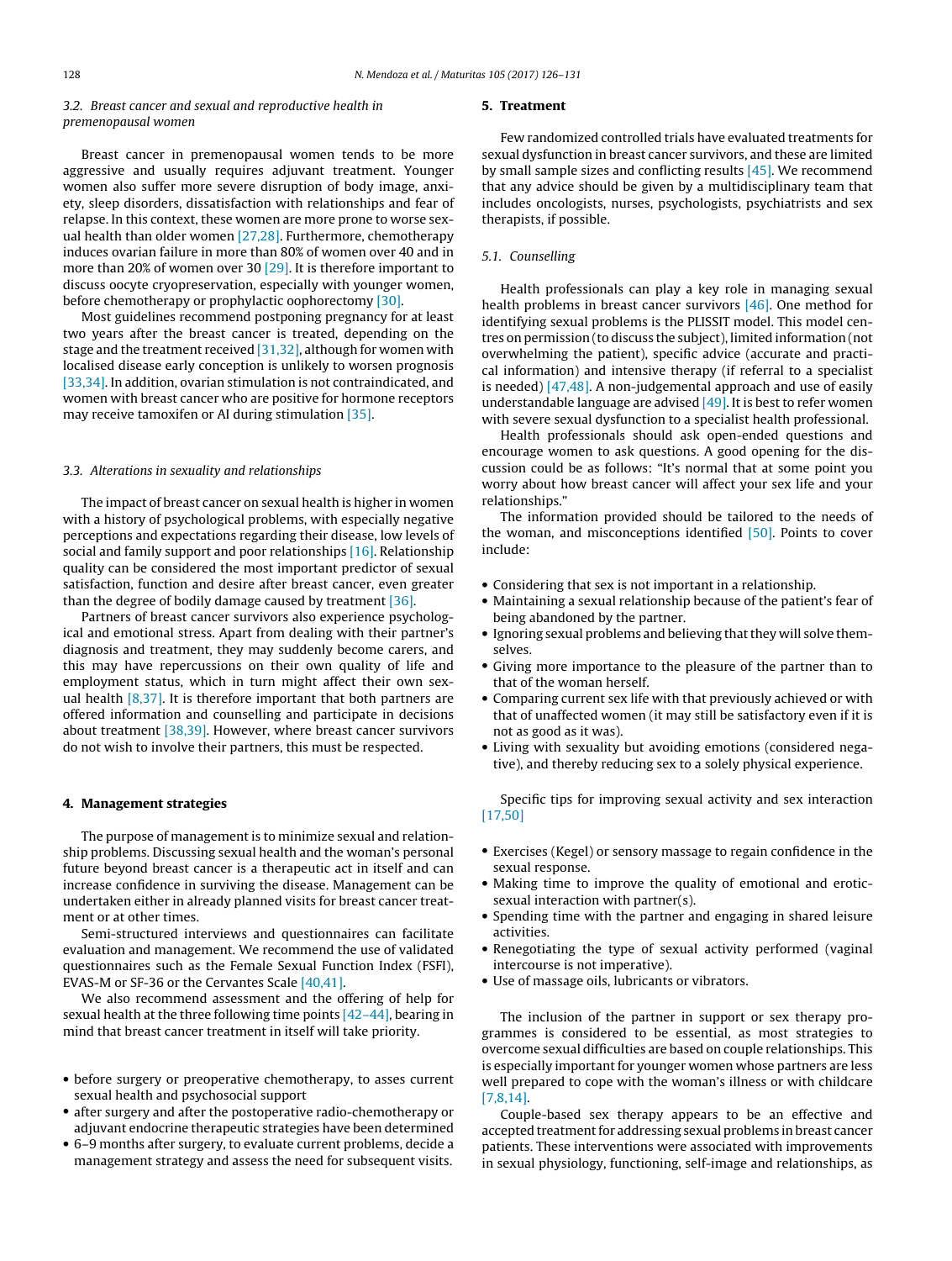### 3.2. Breast cancer and sexual and reproductive health in premenopausal women

Breast cancer in premenopausal women tends to be more aggressive and usually requires adjuvant treatment. Younger women also suffer more severe disruption of body image, anxiety, sleep disorders, dissatisfaction with relationships and fear of relapse. In this context, these women are more prone to worse sexual health than older women [27,28]. Furthermore, chemotherapy induces ovarian failure in more than 80% of women over 40 and in more than 20% of women over 30 [29]. It is therefore important to discuss oocyte cryopreservation, especially with younger women, before chemotherapy or prophylactic oophorectomy [30].

Most guidelines recommend postponing pregnancy for at least two years after the breast cancer is treated, depending on the stage and the treatment received [31,32], although for women with localised disease early conception is unlikely to worsen prognosis [33,34]. In addition, ovarian stimulation is not contraindicated, and women with breast cancer who are positive for hormone receptors may receive tamoxifen or AI during stimulation [35].

### 3.3. Alterations in sexuality and relationships

The impact of breast cancer on sexual health is higher in women with a history of psychological problems, with especially negative perceptions and expectations regarding their disease, low levels of social and family support and poor relationships [16]. Relationship quality can be considered the most important predictor of sexual satisfaction, function and desire after breast cancer, even greater than the degree of bodily damage caused by treatment [36].

Partners of breast cancer survivors also experience psychological and emotional stress. Apart from dealing with their partner's diagnosis and treatment, they may suddenly become carers, and this may have repercussions on their own quality of life and employment status, which in turn might affect their own sexual health [8,37]. It is therefore important that both partners are offered information and counselling and participate in decisions about treatment [38,39]. However, where breast cancer survivors do not wish to involve their partners, this must be respected.

## 4. Management strategies

The purpose of management is to minimize sexual and relationship problems. Discussing sexual health and the woman's personal future beyond breast cancer is a therapeutic act in itself and can increase confidence in surviving the disease. Management can be undertaken either in already planned visits for breast cancer treatment or at other times.

Semi-structured interviews and questionnaires can facilitate evaluation and management. We recommend the use of validated questionnaires such as the Female Sexual Function Index (FSFI), EVAS-M or SF-36 or the Cervantes Scale [40,41].

We also recommend assessment and the offering of help for sexual health at the three following time points [42–44], bearing in mind that breast cancer treatment in itself will take priority.

- before surgery or preoperative chemotherapy, to asses current sexual health and psychosocial support
- after surgery and after the postoperative radio-chemotherapy or adjuvant endocrine therapeutic strategies have been determined
- 6–9 months after surgery, to evaluate current problems, decide a management strategy and assess the need for subsequent visits.

## 5. Treatment

Few randomized controlled trials have evaluated treatments for sexual dysfunction in breast cancer survivors, and these are limited by small sample sizes and conflicting results [45]. We recommend that any advice should be given by a multidisciplinary team that includes oncologists, nurses, psychologists, psychiatrists and sex therapists, if possible.

### 5.1. Counselling

Health professionals can play a key role in managing sexual health problems in breast cancer survivors [46]. One method for identifying sexual problems is the PLISSIT model. This model centres on permission (to discuss the subject), limited information (not overwhelming the patient), specific advice (accurate and practical information) and intensive therapy (if referral to a specialist is needed) [47,48]. A non-judgemental approach and use of easily understandable language are advised [49]. It is best to refer women with severe sexual dysfunction to a specialist health professional.

Health professionals should ask open-ended questions and encourage women to ask questions. A good opening for the discussion could be as follows: "It's normal that at some point you worry about how breast cancer will affect your sex life and your relationships."

The information provided should be tailored to the needs of the woman, and misconceptions identified [50]. Points to cover include:

- Considering that sex is not important in a relationship.
- Maintaining a sexual relationship because of the patient's fear of being abandoned by the partner.
- Ignoring sexual problems and believing that they will solve themselves.
- Giving more importance to the pleasure of the partner than to that of the woman herself.
- Comparing current sex life with that previously achieved or with that of unaffected women (it may still be satisfactory even if it is not as good as it was).
- Living with sexuality but avoiding emotions (considered negative), and thereby reducing sex to a solely physical experience.

Specific tips for improving sexual activity and sex interaction [17,50]

- Exercises (Kegel) or sensory massage to regain confidence in the sexual response.
- Making time to improve the quality of emotional and erotic-sexual interaction with partner(s).
- Spending time with the partner and engaging in shared leisure activities.
- Renegotiating the type of sexual activity performed (vaginal intercourse is not imperative).
- Use of massage oils, lubricants or vibrators.

The inclusion of the partner in support or sex therapy programmes is considered to be essential, as most strategies to overcome sexual difficulties are based on couple relationships. This is especially important for younger women whose partners are less well prepared to cope with the woman's illness or with childcare [7,8,14].

Couple-based sex therapy appears to be an effective and accepted treatment for addressing sexual problems in breast cancer patients. These interventions were associated with improvements in sexual physiology, functioning, self-image and relationships, as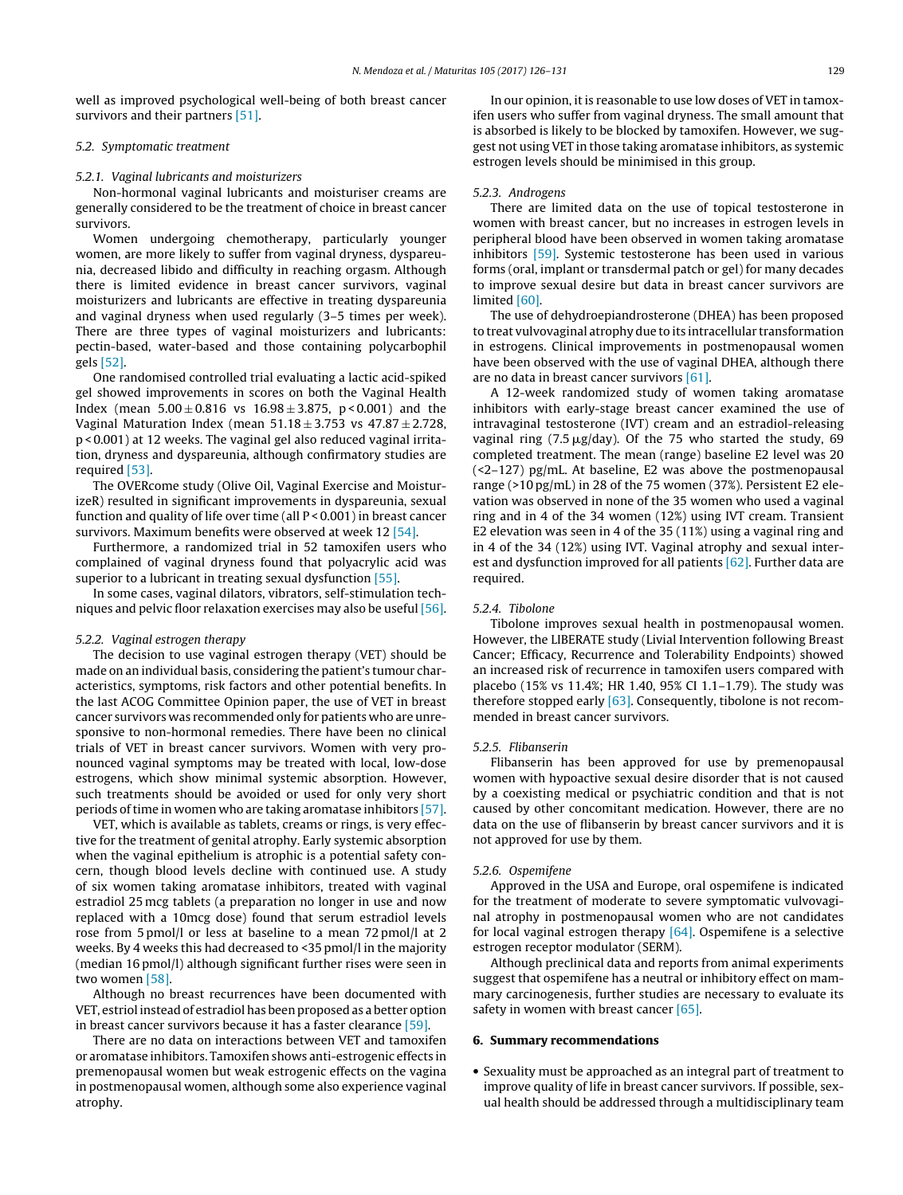well as improved psychological well-being of both breast cancer survivors and their partners [51].

### 5.2. Symptomatic treatment

#### 5.2.1. Vaginal lubricants and moisturizers

Non-hormonal vaginal lubricants and moisturiser creams are generally considered to be the treatment of choice in breast cancer survivors.

Women undergoing chemotherapy, particularly younger women, are more likely to suffer from vaginal dryness, dyspareunia, decreased libido and difficulty in reaching orgasm. Although there is limited evidence in breast cancer survivors, vaginal moisturizers and lubricants are effective in treating dyspareunia and vaginal dryness when used regularly (3–5 times per week). There are three types of vaginal moisturizers and lubricants: pectin-based, water-based and those containing polycarbophil gels [52].

One randomised controlled trial evaluating a lactic acid-spiked gel showed improvements in scores on both the Vaginal Health Index (mean $5.00 \pm 0.816$ vs $16.98 \pm 3.875$, $p < 0.001$) and the Vaginal Maturation Index (mean $51.18 \pm 3.753$ vs $47.87 \pm 2.728$, $p < 0.001$) at 12 weeks. The vaginal gel also reduced vaginal irritation, dryness and dyspareunia, although confirmatory studies are required [53].

The OVERcome study (Olive Oil, Vaginal Exercise and MoisturizeR) resulted in significant improvements in dyspareunia, sexual function and quality of life over time (all $P < 0.001$) in breast cancer survivors. Maximum benefits were observed at week 12 [54].

Furthermore, a randomized trial in 52 tamoxifen users who complained of vaginal dryness found that polyacrylic acid was superior to a lubricant in treating sexual dysfunction [55].

In some cases, vaginal dilators, vibrators, self-stimulation techniques and pelvic floor relaxation exercises may also be useful [56].

#### 5.2.2. Vaginal estrogen therapy

The decision to use vaginal estrogen therapy (VET) should be made on an individual basis, considering the patient's tumour characteristics, symptoms, risk factors and other potential benefits. In the last ACOG Committee Opinion paper, the use of VET in breast cancer survivors was recommended only for patients who are unresponsive to non-hormonal remedies. There have been no clinical trials of VET in breast cancer survivors. Women with very pronounced vaginal symptoms may be treated with local, low-dose estrogens, which show minimal systemic absorption. However, such treatments should be avoided or used for only very short periods of time in women who are taking aromatase inhibitors [57].

VET, which is available as tablets, creams or rings, is very effective for the treatment of genital atrophy. Early systemic absorption when the vaginal epithelium is atrophic is a potential safety concern, though blood levels decline with continued use. A study of six women taking aromatase inhibitors, treated with vaginal estradiol 25 mcg tablets (a preparation no longer in use and now replaced with a 10mcg dose) found that serum estradiol levels rose from 5 pmol/l or less at baseline to a mean 72 pmol/l at 2 weeks. By 4 weeks this had decreased to <35 pmol/l in the majority (median 16 pmol/l) although significant further rises were seen in two women [58].

Although no breast recurrences have been documented with VET, estriol instead of estradiol has been proposed as a better option in breast cancer survivors because it has a faster clearance [59].

There are no data on interactions between VET and tamoxifen or aromatase inhibitors. Tamoxifen shows anti-estrogenic effects in premenopausal women but weak estrogenic effects on the vagina in postmenopausal women, although some also experience vaginal atrophy.

In our opinion, it is reasonable to use low doses of VET in tamoxifen users who suffer from vaginal dryness. The small amount that is absorbed is likely to be blocked by tamoxifen. However, we suggest not using VET in those taking aromatase inhibitors, as systemic estrogen levels should be minimised in this group.

#### 5.2.3. Androgens

There are limited data on the use of topical testosterone in women with breast cancer, but no increases in estrogen levels in peripheral blood have been observed in women taking aromatase inhibitors [59]. Systemic testosterone has been used in various forms (oral, implant or transdermal patch or gel) for many decades to improve sexual desire but data in breast cancer survivors are limited [60].

The use of dehydroepiandrosterone (DHEA) has been proposed to treat vulvovaginal atrophy due to its intracellular transformation in estrogens. Clinical improvements in postmenopausal women have been observed with the use of vaginal DHEA, although there are no data in breast cancer survivors [61].

A 12-week randomized study of women taking aromatase inhibitors with early-stage breast cancer examined the use of intravaginal testosterone (IVT) cream and an estradiol-releasing vaginal ring (7.5 μg/day). Of the 75 who started the study, 69 completed treatment. The mean (range) baseline E2 level was 20 (<2–127) pg/mL. At baseline, E2 was above the postmenopausal range (>10 pg/mL) in 28 of the 75 women (37%). Persistent E2 elevation was observed in none of the 35 women who used a vaginal ring and in 4 of the 34 women (12%) using IVT cream. Transient E2 elevation was seen in 4 of the 35 (11%) using a vaginal ring and in 4 of the 34 (12%) using IVT. Vaginal atrophy and sexual interest and dysfunction improved for all patients [62]. Further data are required.

#### 5.2.4. Tibolone

Tibolone improves sexual health in postmenopausal women. However, the LIBERATE study (Livial Intervention following Breast Cancer; Efficacy, Recurrence and Tolerability Endpoints) showed an increased risk of recurrence in tamoxifen users compared with placebo (15% vs 11.4%; HR 1.40, 95% CI 1.1–1.79). The study was therefore stopped early [63]. Consequently, tibolone is not recommended in breast cancer survivors.

#### 5.2.5. Flibanserin

Flibanserin has been approved for use by premenopausal women with hypoactive sexual desire disorder that is not caused by a coexisting medical or psychiatric condition and that is not caused by other concomitant medication. However, there are no data on the use of flibanserin by breast cancer survivors and it is not approved for use by them.

#### 5.2.6. Ospemifene

Approved in the USA and Europe, oral ospemifene is indicated for the treatment of moderate to severe symptomatic vulvovaginal atrophy in postmenopausal women who are not candidates for local vaginal estrogen therapy [64]. Ospemifene is a selective estrogen receptor modulator (SERM).

Although preclinical data and reports from animal experiments suggest that ospemifene has a neutral or inhibitory effect on mammary carcinogenesis, further studies are necessary to evaluate its safety in women with breast cancer [65].

## 6. Summary recommendations

- Sexuality must be approached as an integral part of treatment to improve quality of life in breast cancer survivors. If possible, sexual health should be addressed through a multidisciplinary team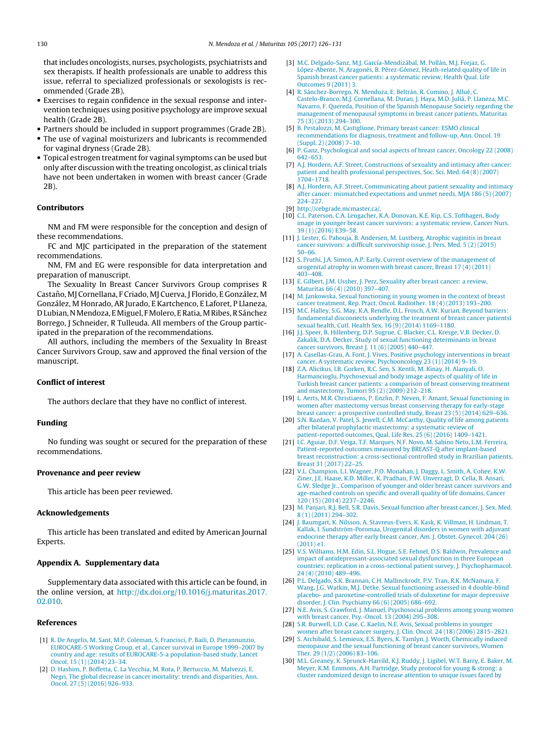that includes oncologists, nurses, psychologists, psychiatrists and sex therapists. If health professionals are unable to address this issue, referral to specialized professionals or sexologists is recommended (Grade 2B).

- Exercises to regain confidence in the sexual response and intervention techniques using positive psychology are improve sexual health (Grade 2B).
- Partners should be included in support programmes (Grade 2B).
- The use of vaginal moisturizers and lubricants is recommended for vaginal dryness (Grade 2B).
- Topical estrogen treatment for vaginal symptoms can be used but only after discussion with the treating oncologist, as clinical trials have not been undertaken in women with breast cancer (Grade 2B).

## Contributors

NM and FM were responsible for the conception and design of these recommendations.

FC and MJC participated in the preparation of the statement recommendations.

NM, FM and EG were responsible for data interpretation and preparation of manuscript.

The Sexuality In Breast Cancer Survivors Group comprises R Castaño, MJ Cornellana, F Criado, MJ Cuerva, J Florido, E González, M González, M Honrado, AR Jurado, E Kartchenco, E Laforet, P Llaneza, D Lubian, N Mendoza, E Miguel, F Molero, E Ratia, M Ribes, R Sánchez Borrego, J Schneider, R Tulleuda. All members of the Group participated in the preparation of the recommendations.

All authors, including the members of the Sexuality In Breast Cancer Survivors Group, saw and approved the final version of the manuscript.

## Conflict of interest

The authors declare that they have no conflict of interest.

## Funding

No funding was sought or secured for the preparation of these recommendations.

## Provenance and peer review

This article has been peer reviewed.

## Acknowledgements

This article has been translated and edited by American Journal Experts.

## Appendix A. Supplementary data

Supplementary data associated with this article can be found, in the online version, at http://dx.doi.org/10.1016/j.maturitas.2017.02.010.

## References

[1] R. De Angelis, M. Sant, M.P. Coleman, S. Francisci, P. Baili, D. Pierannunzio, EUROCARE-5 Working Group, et al., Cancer survival in Europe 1999–2007 by country and age: results of EUROCARE-5-a population-based study, Lancet Oncol. 15 (1) (2014) 23–34.

[2] D. Hashim, P. Boffetta, C. La Vecchia, M. Rota, P. Bertuccio, M. Malvezzi, E. Negri, The global decrease in cancer mortality: trends and disparities, Ann. Oncol. 27 (5) (2016) 926–933.

[3] M.C. Delgado-Sanz, M.J. García-Mendizábal, M. Pollán, M.J. Forjaz, G. López-Abente, N. Aragonés, B. Pérez-Gómez, Heath-related quality of life in Spanish breast cancer patients: a systematic review, Health Qual. Life Outcomes 9 (2011) 3.

[4] R. Sánchez-Borrego, N. Mendoza, E. Beltrán, R. Comino, J. Allué, C. Castelo-Branco, M.J. Cornellana, M. Duran, J. Haya, M.D. Juliá, P. Llaneza, M.C. Navarro, F. Quereda, Position of the Spanish Menopause Society regarding the managernent of menopausal symptoms in breast cancer patients, Maturitas 75 (3) (2013) 294–300.

[5] B. Pestalozzi, M. Castiglione, Primary breast cancer: ESMO clinical recommendations for diagnosis, treatment and follow-up, Ann. Oncol. 19 (Suppl. 2) (2008) 7–10.

[6] P. Ganz, Psychological and social aspects of breast cancer, Oncology 22 (2008) 642–653.

[7] A.J. Hordern, A.F. Street, Constructions of sexuality and intimacy after cancer: patient and health professional perspectives, Soc. Sci. Med. 64 (8) (2007) 1704–1718.

[8] A.J. Hordern, A.F. Street, Communicating about patient sexuality and intimacy after cancer: mismatched expectations and unmet needs, MJA 186 (5) (2007) 224–227.

[9] http://cebgrade.mcmaster.ca/.

[10] C.L. Paterson, C.A. Lengacher, K.A. Donovan, K.E. Kip, C.S. Tofthagen, Body image in younger breast cancer survivors: a systematic review, Cancer Nurs. 39 (1) (2016) E39–58.

[11] J. Lester, G. Pahouja, B. Andersen, M. Lustberg, Atrophic vaginitis in breast cancer survivors: a difficult survivorship issue, J. Pers. Med. 5 (2) (2015) 50–66.

[12] S. Pruthi, J.A. Simon, A.P. Early, Current overview of the management of urogenital atrophy in women with breast cancer, Breast 17 (4) (2011) 403–408.

[13] E. Gilbert, J.M. Ussher, J. Perz, Sexuality after breast cancer: a review, Maturitas 66 (4) (2010) 397–407.

[14] M. Jankowska, Sexual functioning in young women in the context of breast cancer treatment, Rep. Pract. Oncol. Radiother. 18 (4) (2013) 193–200.

[15] M.C. Halley, S.G. May, K.A. Rendle, D.L. Frosch, A.W. Kurian, Beyond barriers: fundamental disconnects underlying the treatment of breast cancer patientsí sexual health, Cutl. Health Sex. 16 (9) (2014) 1169–1180.

[16] J.J. Speer, B. Hillenberg, D.P. Sugrue, C. Blacker, C.L. Kresge, V.B. Decker, D. Zakalik, D.A. Decker, Study of sexual functioning determinants in breast cancer survivors, Breast J. 11 (6) (2005) 440–447.

[17] A. Casellas-Grau, A. Font, J. Vives, Positive psychology interventions in breast cancer. A systematic review, Psychooncology 23 (1) (2014) 9–19.

[18] Z.A. Alicikus, I.B. Gorken, R.C. Sen, S. Kentli, M. Kinay, H. Alanyali, O. Harmancioglu, Psychosexual and body image aspects of quality of life in Turkish breast cancer patients: a comparison of breast conserving treatment and mastectomy, Tumori 95 (2) (2009) 212–218.

[19] L. Aerts, M.R. Christiaens, P. Enzlin, P. Neven, F. Amant, Sexual functioning in women after mastectomy versus breast conserving therapy for early-stage breast cancer: a prospective controlled study, Breast 23 (5) (2014) 629–636.

[20] S.N. Razdan, V. Patel, S. Jewell, C.M. McCarthy, Quality of life among patients after bilateral prophylactic mastectomy: a systematic review of patient-reported outcomes, Qual. Life Res. 25 (6) (2016) 1409–1421.

[21] I.C. Aguiar, D.F. Veiga, T.F. Marques, N.F. Novo, M. Sabino Neto, L.M. Ferreira, Patient-reported outcomes measured by BREAST-Q after implant-based breast reconstruction: a cross-sectional controlled study in Brazilian patients, Breast 31 (2017) 22–25.

[22] V.L. Champion, L.I. Wagner, P.O. Monahan, J. Daggy, L. Smith, A. Cohee, K.W. Ziner, J.E. Haase, K.D. Miller, K. Pradhan, F.W. Unverzagt, D. Cella, B. Ansari, G.W. Sledge Jr., Comparison of younger and older breast cancer survivors and age-mached controls on specific and overall quality of life domains, Cancer 120 (15) (2014) 2237–2246.

[23] M. Panjari, R.J. Bell, S.R. Davis, Sexual function after breast cancer, J. Sex. Med. 8 (1) (2011) 294–302.

[24] J. Baumgart, K. Nilsson, A. Stavreus-Evers, K. Kask, K. Villman, H. Lindman, T. Kallak, I. Sundström-Poromaa, Urogenital disorders in women with adjuvant endocrine therapy after early breast cancer, Am. J. Obstet. Gynecol. 204 (26) (2011) e1.

[25] V.S. Williams, H.M. Edin, S.L. Hogue, S.E. Fehnel, D.S. Baldwin, Prevalence and impact of antidepressant-associated sexual dysfunction in three European countries: replication in a cross-sectional patient survey, J. Psychopharmacol. 24 (4) (2010) 489–496.

[26] P.L. Delgado, S.K. Brannan, C.H. Mallinckrodt, P.V. Tran, R.K. McNamara, F. Wang, J.G. Watkin, M.J. Detke, Sexual functioning assessed in 4 double-blind placebo- and paroxetine-controlled trials of duloxetine for major depressive disorder, J. Clin. Psychiatry 66 (6) (2005) 686–692.

[27] N.E. Avis, S. Crawford, J. Manuel, Psychosocial problems among young women with breast cancer, Psy.-Oncol. 13 (2004) 295–308.

[28] S.R. Burwell, L.D. Case, C. Kaelin, N.E. Avis, Sexual problems in younger women after breast cancer surgery, J. Clin. Oncol. 24 (18) (2006) 2815–2821.

[29] S. Archibald, S. Lemieux, E.S. Byers, K. Tamlyn, J. Worth, Chemically induced menopause and the sexual functioning of breast cancer survivors, Women Ther. 29 (1/2) (2006) 83–106.

[30] M.L. Greaney, K. Sprunck-Harrild, K.J. Ruddy, J. Ligibel, W.T. Barry, E. Baker, M. Meyer, K.M. Emmons, A.H. Partridge, Study protocol for young & strong: a cluster randomized design to increase attention to unique issues faced by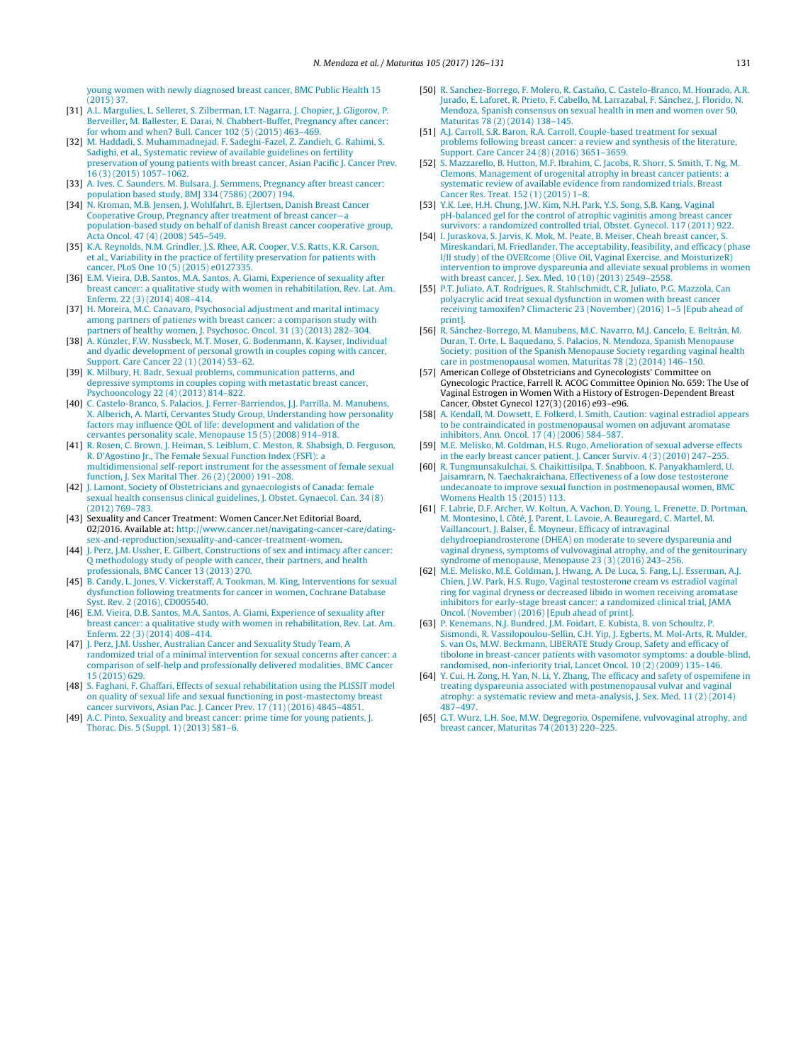young women with newly diagnosed breast cancer, BMC Public Health 15 (2015) 37.

[31] A.L. Margulies, L. Selleret, S. Zilberman, I.T. Nagarra, J. Chopier, J. Gligorov, P. Berveiller, M. Ballester, E. Darai, N. Chabbert-Buffet, Pregnancy after cancer: for whom and when? Bull. Cancer 102 (5) (2015) 463–469.

[32] M. Haddadi, S. Muhammadnejad, F. Sadeghi-Fazel, Z. Zandieh, G. Rahimi, S. Sadighi, et al., Systematic review of available guidelines on fertility preservation of young patients with breast cancer, Asian Pacific J. Cancer Prev. 16 (3) (2015) 1057–1062.

[33] A. Ives, C. Saunders, M. Bulsara, J. Semmens, Pregnancy after breast cancer: population based study, BMJ 334 (7586) (2007) 194.

[34] N. Kroman, M.B. Jensen, J. Wohlfahrt, B. Ejlertsen, Danish Breast Cancer Cooperative Group, Pregnancy after treatment of breast cancer—a population-based study on behalf of danish Breast cancer cooperative group, Acta Oncol. 47 (4) (2008) 545–549.

[35] K.A. Reynolds, N.M. Grindler, J.S. Rhee, A.R. Cooper, V.S. Ratts, K.R. Carson, et al., Variability in the practice of fertility preservation for patients with cancer, PLoS One 10 (5) (2015) e0127335.

[36] E.M. Vieira, D.B. Santos, M.A. Santos, A. Giami, Experience of sexuality after breast cancer: a qualitative study with women in rehabilitation, Rev. Lat. Am. Enferm. 22 (3) (2014) 408–414.

[37] H. Moreira, M.C. Canavaro, Psychosocial adjustment and marital intimacy among partners of patienes with breast cancer: a comparison study with partners of healthy women, J. Psychosoc. Oncol. 31 (3) (2013) 282–304.

[38] A. Künzler, F.W. Nussbeck, M.T. Moser, G. Bodenmann, K. Kayser, Individual and dyadic development of personal growth in couples coping with cancer, Support. Care Cancer 22 (1) (2014) 53–62.

[39] K. Milbury, H. Badr, Sexual problems, communication patterns, and depressive symptoms in couples coping with metastatic breast cancer, Psychooncology 22 (4) (2013) 814–822.

[40] C. Castelo-Branco, S. Palacios, J. Ferrer-Barriendos, J.J. Parrilla, M. Manubens, X. Alberich, A. Martí, Cervantes Study Group, Understanding how personality factors may influence QOL of life: development and validation of the cervantes personality scale, Menopause 15 (5) (2008) 914–918.

[41] R. Rosen, C. Brown, J. Heiman, S. Leiblum, C. Meston, R. Shabsigh, D. Ferguson, R. D'Agostino Jr., The Female Sexual Function Index (FSFI): a multidimensional self-report instrument for the assessment of female sexual function, J. Sex Marital Ther. 26 (2) (2000) 191–208.

[42] J. Lamont, Society of Obstetricians and gynaecologists of Canada: female sexual health consensus clinical guidelines, J. Obstet. Gynaecol. Can. 34 (8) (2012) 769–783.

[43] Sexuality and Cancer Treatment: Women Cancer.Net Editorial Board, 02/2016. Available at: http://www.cancer.net/navigating-cancer-care/dating-sex-and-reproduction/sexuality-and-cancer-treatment-women.

[44] J. Perz, J.M. Ussher, E. Gilbert, Constructions of sex and intimacy after cancer: Q methodology study of people with cancer, their partners, and health professionals, BMC Cancer 13 (2013) 270.

[45] B. Candy, L. Jones, V. Vickerstaff, A. Tookman, M. King, Interventions for sexual dysfunction following treatments for cancer in women, Cochrane Database Syst. Rev. 2 (2016), CD005540.

[46] E.M. Vieira, D.B. Santos, M.A. Santos, A. Giami, Experience of sexuality after breast cancer: a qualitative study with women in rehabilitation, Rev. Lat. Am. Enferm. 22 (3) (2014) 408–414.

[47] J. Perz, J.M. Ussher, Australian Cancer and Sexuality Study Team, A randomized trial of a minimal intervention for sexual concerns after cancer: a comparison of self-help and professionally delivered modalities, BMC Cancer 15 (2015) 629.

[48] S. Faghani, F. Ghaffari, Effects of sexual rehabilitation using the PLISSIT model on quality of sexual life and sexual functioning in post-mastectomy breast cancer survivors, Asian Pac. J. Cancer Prev. 17 (11) (2016) 4845–4851.

[49] A.C. Pinto, Sexuality and breast cancer: prime time for young patients, J. Thorac. Dis. 5 (Suppl. 1) (2013) S81–6.

[50] R. Sanchez-Borrego, F. Molero, R. Castaño, C. Castelo-Branco, M. Honrado, A.R. Jurado, E. Laforet, R. Prieto, F. Cabello, M. Larrazabal, F. Sánchez, J. Florido, N. Mendoza, Spanish consensus on sexual health in men and women over 50, Maturitas 78 (2) (2014) 138–145.

[51] A.J. Carroll, S.R. Baron, R.A. Carroll, Couple-based treatment for sexual problems following breast cancer: a review and synthesis of the literature, Support. Care Cancer 24 (8) (2016) 3651–3659.

[52] S. Mazzarello, B. Hutton, M.F. Ibrahim, C. Jacobs, R. Shorr, S. Smith, T. Ng, M. Clemons, Management of urogenital atrophy in breast cancer patients: a systematic review of available evidence from randomized trials, Breast Cancer Res. Treat. 152 (1) (2015) 1–8.

[53] Y.K. Lee, H.H. Chung, J.W. Kim, N.H. Park, Y.S. Song, S.B. Kang, Vaginal pH-balanced gel for the control of atrophic vaginitis among breast cancer survivors: a randomized controlled trial, Obstet. Gynecol. 117 (2011) 922.

[54] I. Juraskova, S. Jarvis, K. Mok, M. Peate, B. Meiser, Cheah breast cancer, S. Mireskandari, M. Friedlander, The acceptability, feasibility, and efficacy (phase I/II study) of the OVERcome (Olive Oil, Vaginal Exercise, and MoisturizeR) intervention to improve dyspareunia and alleviate sexual problems in women with breast cancer, J. Sex. Med. 10 (10) (2013) 2549–2558.

[55] P.T. Juliato, A.T. Rodrigues, R. Stahlschmidt, C.R. Juliato, P.G. Mazzola, Can polyacrylic acid treat sexual dysfunction in women with breast cancer receiving tamoxifen? Climacteric 23 (November) (2016) 1–5 [Epub ahead of print].

[56] R. Sánchez-Borrego, M. Manubens, M.C. Navarro, M.J. Cancelo, E. Beltrán, M. Duran, T. Orte, L. Baquedano, S. Palacios, N. Mendoza, Spanish Menopause Society: position of the Spanish Menopause Society regarding vaginal health care in postmenopausal women, Maturitas 78 (2) (2014) 146–150.

[57] American College of Obstetricians and Gynecologists' Committee on Gynecologic Practice, Farrell R. ACOG Committee Opinion No. 659: The Use of Vaginal Estrogen in Women With a History of Estrogen-Dependent Breast Cancer, Obstet Gynecol 127(3) (2016) e93–e96.

[58] A. Kendall, M. Dowsett, E. Folkerd, I. Smith, Caution: vaginal estradiol appears to be contraindicated in postmenopausal women on adjuvant aromatase inhibitors, Ann. Oncol. 17 (4) (2006) 584–587.

[59] M.E. Melisko, M. Goldman, H.S. Rugo, Amelioration of sexual adverse effects in the early breast cancer patient, J. Cancer Surviv. 4 (3) (2010) 247–255.

[60] R. Tungmunsakulchai, S. Chaikittisilpa, T. Snabboon, K. Panyakhamlerd, U. Jaisamrarn, N. Taechakraichana, Effectiveness of a low dose testosterone undecanoate to improve sexual function in postmenopausal women, BMC Womens Health 15 (2015) 113.

[61] F. Labrie, D.F. Archer, W. Koltun, A. Vachon, D. Young, L. Frenette, D. Portman, M. Montesino, I. Côté, J. Parent, L. Lavoie, A. Beauregard, C. Martel, M. Vaillancourt, J. Balser, É. Moyneur, Efficacy of intravaginal dehydroepiandrosterone (DHEA) on moderate to severe dyspareunia and vaginal dryness, symptoms of vulvovaginal atrophy, and of the genitourinary syndrome of menopause, Menopause 23 (3) (2016) 243–256.

[62] M.E. Melisko, M.E. Goldman, J. Hwang, A. De Luca, S. Fang, L.J. Esserman, A.J. Chien, J.W. Park, H.S. Rugo, Vaginal testosterone cream vs estradiol vaginal ring for vaginal dryness or decreased libido in women receiving aromatase inhibitors for early-stage breast cancer: a randomized clinical trial, JAMA Oncol. (November) (2016) [Epub ahead of print].

[63] P. Kenemans, N.J. Bundred, J.M. Foidart, E. Kubista, B. von Schoultz, P. Sismondi, R. Vassilopoulou-Sellin, C.H. Yip, J. Egberts, M. Mol-Arts, R. Mulder, S. van Os, M.W. Beckmann, LIBERATE Study Group, Safety and efficacy of tibolone in breast-cancer patients with vasomotor symptoms: a double-blind, randomised, non-inferiority trial, Lancet Oncol. 10 (2) (2009) 135–146.

[64] Y. Cui, H. Zong, H. Yan, N. Li, Y. Zhang, The efficacy and safety of ospemifene in treating dyspareunia associated with postmenopausal vulvar and vaginal atrophy: a systematic review and meta-analysis, J. Sex. Med. 11 (2) (2014) 487–497.

[65] G.T. Wurz, L.H. Soe, M.W. Degregorio, Ospemifene, vulvovaginal atrophy, and breast cancer, Maturitas 74 (2013) 220–225.